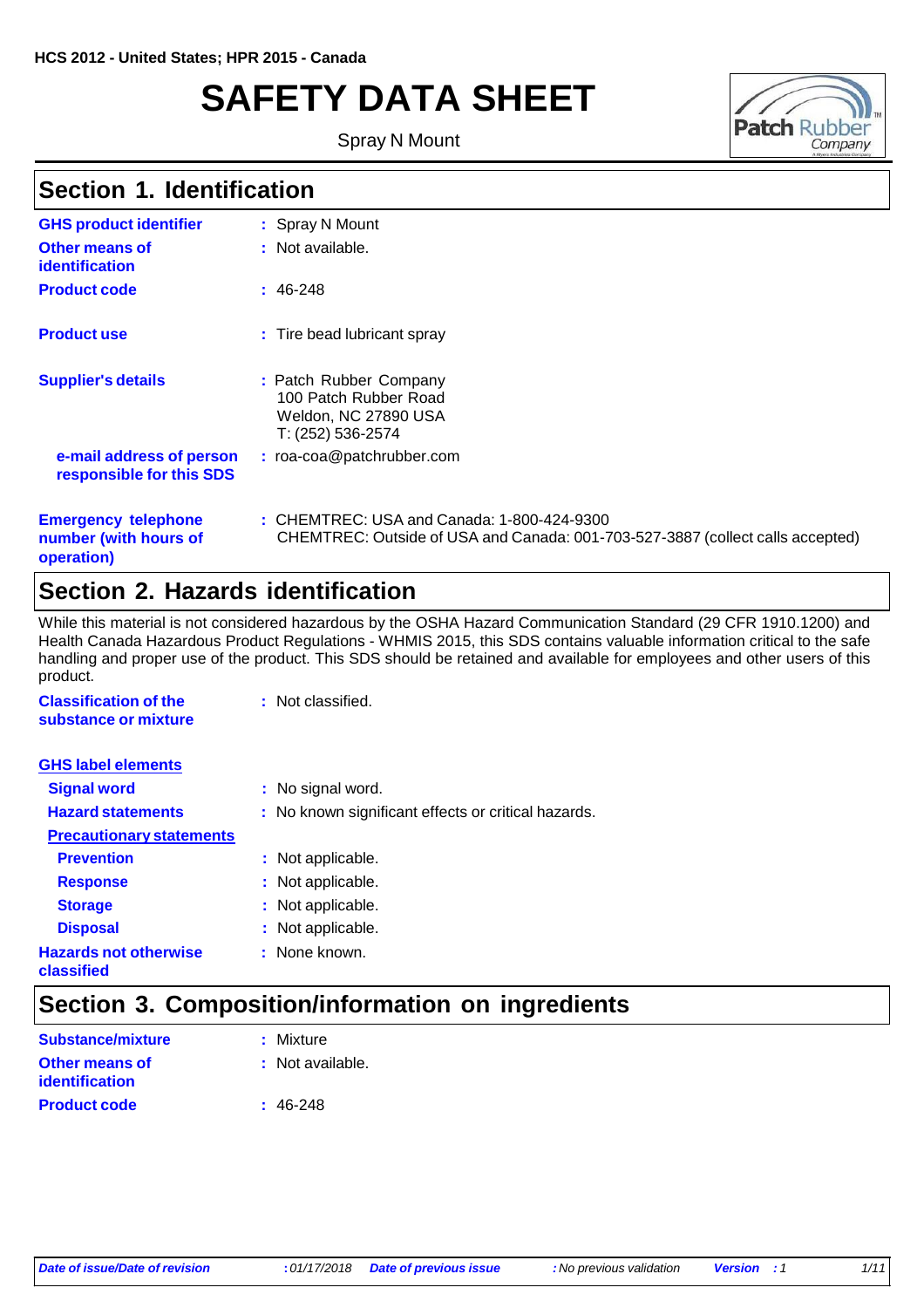HCS 2012 - United States; HPR 2015 - Canada

# SAFETY DATA SHEET

Spray N Mount

## Section 1. Identification

| | |
|---|---|
| **GHS product identifier** | : Spray N Mount |
| **Other means of identification** | : Not available. |
| **Product code** | : 46-248 |
| **Product use** | : Tire bead lubricant spray |
| **Supplier's details** | : Patch Rubber Company<br>100 Patch Rubber Road<br>Weldon, NC 27890 USA<br>T: (252) 536-2574 |
| **e-mail address of person responsible for this SDS** | : roa-coa@patchrubber.com |
| **Emergency telephone number (with hours of operation)** | : CHEMTREC: USA and Canada: 1-800-424-9300<br>CHEMTREC: Outside of USA and Canada: 001-703-527-3887 (collect calls accepted) |

## Section 2. Hazards identification

While this material is not considered hazardous by the OSHA Hazard Communication Standard (29 CFR 1910.1200) and Health Canada Hazardous Product Regulations - WHMIS 2015, this SDS contains valuable information critical to the safe handling and proper use of the product. This SDS should be retained and available for employees and other users of this product.

**Classification of the substance or mixture** : Not classified.

**GHS label elements**

| | |
|---|---|
| **Signal word** | : No signal word. |
| **Hazard statements** | : No known significant effects or critical hazards. |

**Precautionary statements**

| | |
|---|---|
| **Prevention** | : Not applicable. |
| **Response** | : Not applicable. |
| **Storage** | : Not applicable. |
| **Disposal** | : Not applicable. |
| **Hazards not otherwise classified** | : None known. |

## Section 3. Composition/information on ingredients

| | |
|---|---|
| **Substance/mixture** | : Mixture |
| **Other means of identification** | : Not available. |
| **Product code** | : 46-248 |

*Date of issue/Date of revision* : 01/17/2018 *Date of previous issue* : No previous validation *Version* : 1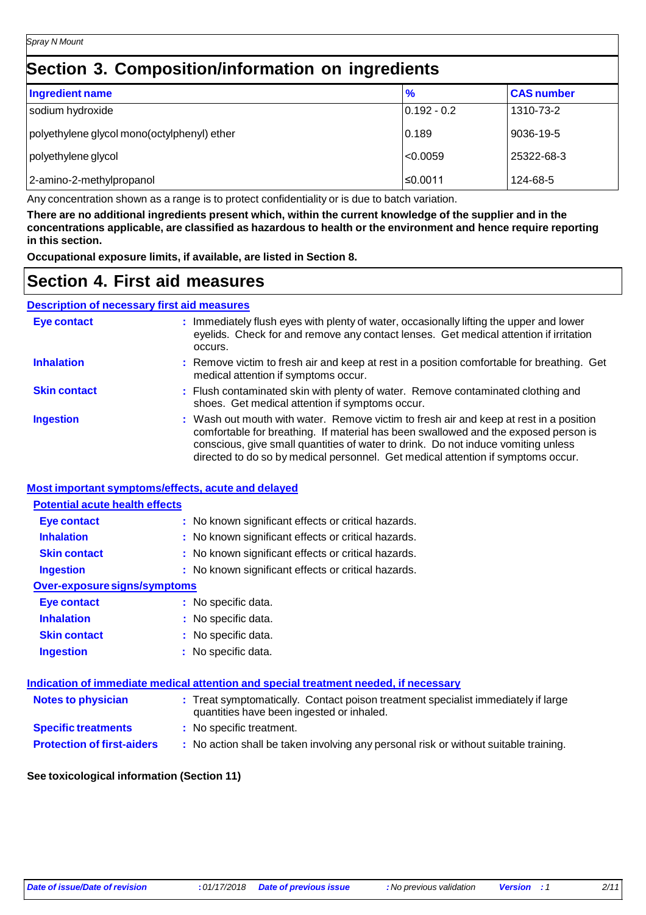# Section 3. Composition/information on ingredients

| Ingredient name | % | CAS number |
| --- | --- | --- |
| sodium hydroxide | 0.192 - 0.2 | 1310-73-2 |
| polyethylene glycol mono(octylphenyl) ether | 0.189 | 9036-19-5 |
| polyethylene glycol | <0.0059 | 25322-68-3 |
| 2-amino-2-methylpropanol | ≤0.0011 | 124-68-5 |

Any concentration shown as a range is to protect confidentiality or is due to batch variation.

**There are no additional ingredients present which, within the current knowledge of the supplier and in the concentrations applicable, are classified as hazardous to health or the environment and hence require reporting in this section.**

**Occupational exposure limits, if available, are listed in Section 8.**

# Section 4. First aid measures

## Description of necessary first aid measures

**Eye contact** : Immediately flush eyes with plenty of water, occasionally lifting the upper and lower eyelids. Check for and remove any contact lenses. Get medical attention if irritation occurs.

**Inhalation** : Remove victim to fresh air and keep at rest in a position comfortable for breathing. Get medical attention if symptoms occur.

**Skin contact** : Flush contaminated skin with plenty of water. Remove contaminated clothing and shoes. Get medical attention if symptoms occur.

**Ingestion** : Wash out mouth with water. Remove victim to fresh air and keep at rest in a position comfortable for breathing. If material has been swallowed and the exposed person is conscious, give small quantities of water to drink. Do not induce vomiting unless directed to do so by medical personnel. Get medical attention if symptoms occur.

## Most important symptoms/effects, acute and delayed

### Potential acute health effects

**Eye contact** : No known significant effects or critical hazards.

**Inhalation** : No known significant effects or critical hazards.

**Skin contact** : No known significant effects or critical hazards.

**Ingestion** : No known significant effects or critical hazards.

### Over-exposure signs/symptoms

**Eye contact** : No specific data.

**Inhalation** : No specific data.

**Skin contact** : No specific data.

**Ingestion** : No specific data.

## Indication of immediate medical attention and special treatment needed, if necessary

**Notes to physician** : Treat symptomatically. Contact poison treatment specialist immediately if large quantities have been ingested or inhaled.

**Specific treatments** : No specific treatment.

**Protection of first-aiders** : No action shall be taken involving any personal risk or without suitable training.

**See toxicological information (Section 11)**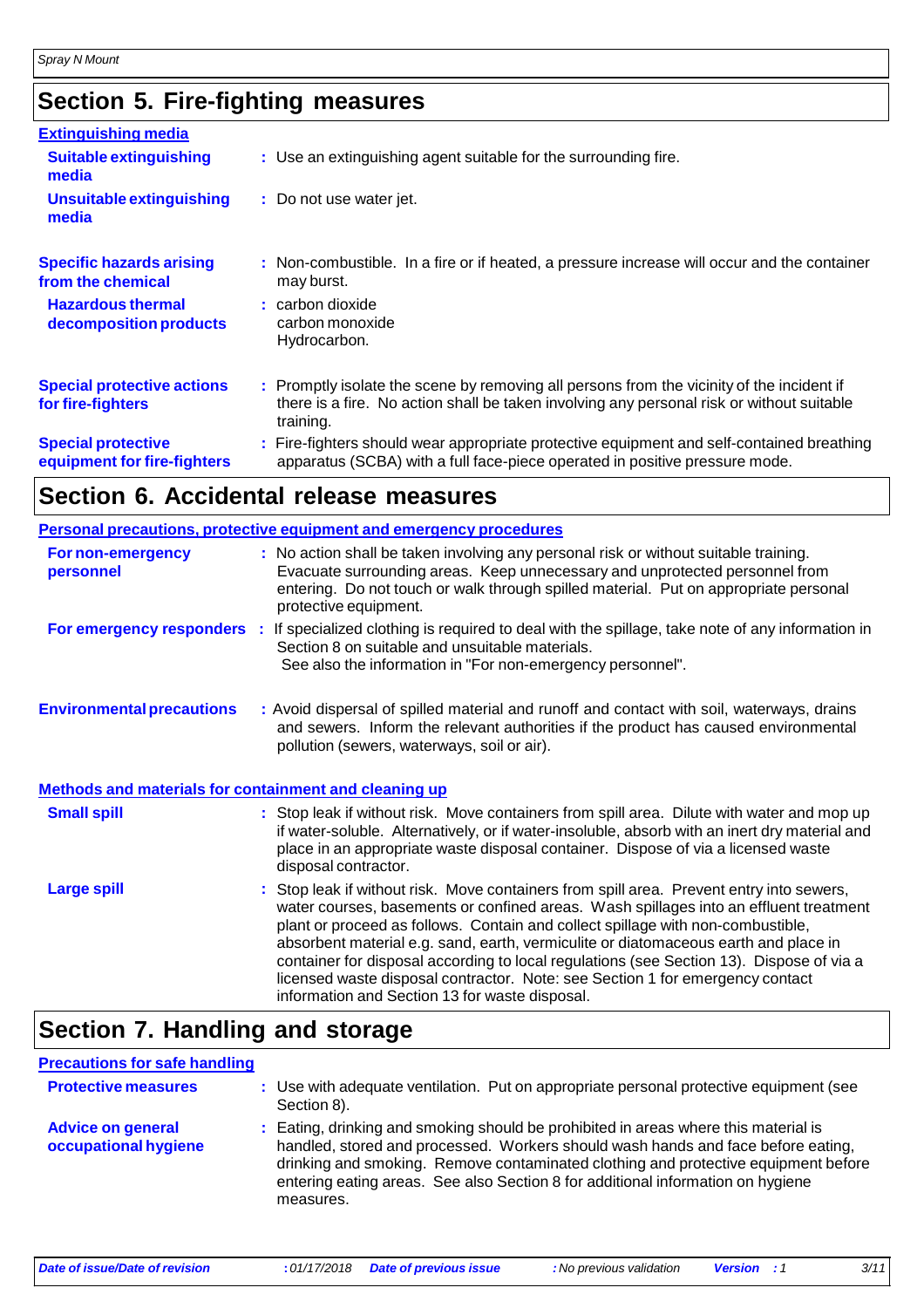## Section 5. Fire-fighting measures

**Extinguishing media**

| | |
|---|---|
| **Suitable extinguishing media** | : Use an extinguishing agent suitable for the surrounding fire. |
| **Unsuitable extinguishing media** | : Do not use water jet. |

| | |
|---|---|
| **Specific hazards arising from the chemical** | : Non-combustible. In a fire or if heated, a pressure increase will occur and the container may burst. |
| **Hazardous thermal decomposition products** | : carbon dioxide<br>carbon monoxide<br>Hydrocarbon. |
| **Special protective actions for fire-fighters** | : Promptly isolate the scene by removing all persons from the vicinity of the incident if there is a fire. No action shall be taken involving any personal risk or without suitable training. |
| **Special protective equipment for fire-fighters** | : Fire-fighters should wear appropriate protective equipment and self-contained breathing apparatus (SCBA) with a full face-piece operated in positive pressure mode. |

## Section 6. Accidental release measures

**Personal precautions, protective equipment and emergency procedures**

| | |
|---|---|
| **For non-emergency personnel** | : No action shall be taken involving any personal risk or without suitable training. Evacuate surrounding areas. Keep unnecessary and unprotected personnel from entering. Do not touch or walk through spilled material. Put on appropriate personal protective equipment. |
| **For emergency responders** | : If specialized clothing is required to deal with the spillage, take note of any information in Section 8 on suitable and unsuitable materials.<br>See also the information in "For non-emergency personnel". |
| **Environmental precautions** | : Avoid dispersal of spilled material and runoff and contact with soil, waterways, drains and sewers. Inform the relevant authorities if the product has caused environmental pollution (sewers, waterways, soil or air). |

**Methods and materials for containment and cleaning up**

| | |
|---|---|
| **Small spill** | : Stop leak if without risk. Move containers from spill area. Dilute with water and mop up if water-soluble. Alternatively, or if water-insoluble, absorb with an inert dry material and place in an appropriate waste disposal container. Dispose of via a licensed waste disposal contractor. |
| **Large spill** | : Stop leak if without risk. Move containers from spill area. Prevent entry into sewers, water courses, basements or confined areas. Wash spillages into an effluent treatment plant or proceed as follows. Contain and collect spillage with non-combustible, absorbent material e.g. sand, earth, vermiculite or diatomaceous earth and place in container for disposal according to local regulations (see Section 13). Dispose of via a licensed waste disposal contractor. Note: see Section 1 for emergency contact information and Section 13 for waste disposal. |

## Section 7. Handling and storage

**Precautions for safe handling**

| | |
|---|---|
| **Protective measures** | : Use with adequate ventilation. Put on appropriate personal protective equipment (see Section 8). |
| **Advice on general occupational hygiene** | : Eating, drinking and smoking should be prohibited in areas where this material is handled, stored and processed. Workers should wash hands and face before eating, drinking and smoking. Remove contaminated clothing and protective equipment before entering eating areas. See also Section 8 for additional information on hygiene measures. |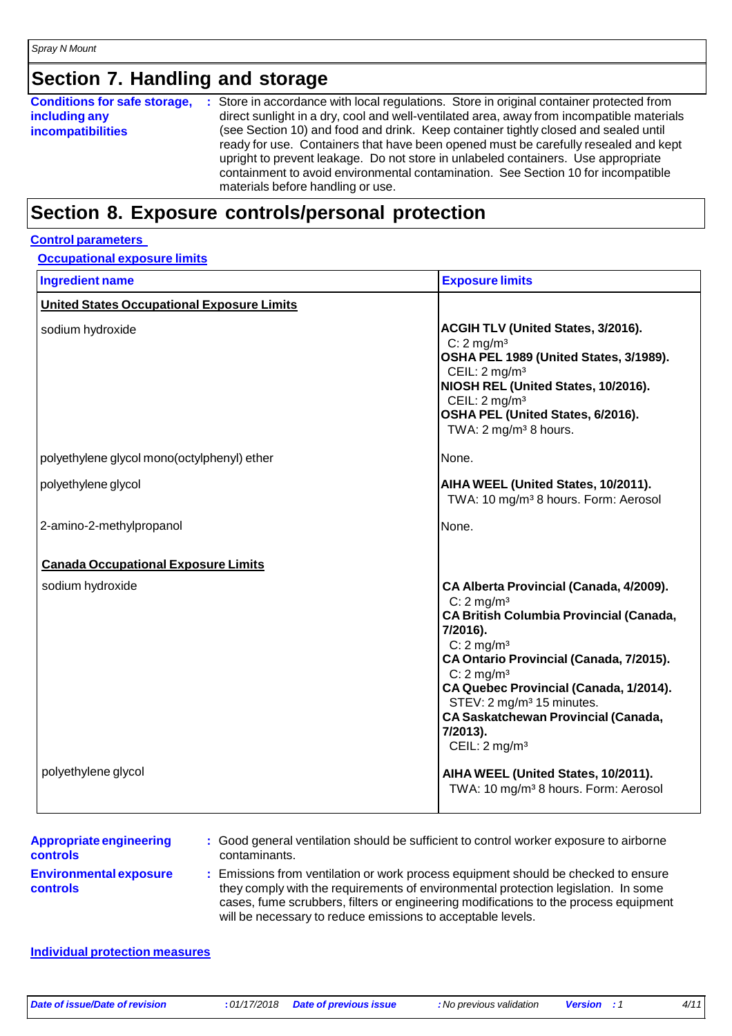# Section 7. Handling and storage

**Conditions for safe storage, including any incompatibilities** : Store in accordance with local regulations. Store in original container protected from direct sunlight in a dry, cool and well-ventilated area, away from incompatible materials (see Section 10) and food and drink. Keep container tightly closed and sealed until ready for use. Containers that have been opened must be carefully resealed and kept upright to prevent leakage. Do not store in unlabeled containers. Use appropriate containment to avoid environmental contamination. See Section 10 for incompatible materials before handling or use.

# Section 8. Exposure controls/personal protection

## Control parameters

### Occupational exposure limits

| Ingredient name | Exposure limits |
|---|---|
| **United States Occupational Exposure Limits** | |
| sodium hydroxide | **ACGIH TLV (United States, 3/2016).**<br>C: 2 mg/m³<br>**OSHA PEL 1989 (United States, 3/1989).**<br>CEIL: 2 mg/m³<br>**NIOSH REL (United States, 10/2016).**<br>CEIL: 2 mg/m³<br>**OSHA PEL (United States, 6/2016).**<br>TWA: 2 mg/m³ 8 hours. |
| polyethylene glycol mono(octylphenyl) ether | None. |
| polyethylene glycol | **AIHA WEEL (United States, 10/2011).**<br>TWA: 10 mg/m³ 8 hours. Form: Aerosol |
| 2-amino-2-methylpropanol | None. |
| **Canada Occupational Exposure Limits** | |
| sodium hydroxide | **CA Alberta Provincial (Canada, 4/2009).**<br>C: 2 mg/m³<br>**CA British Columbia Provincial (Canada, 7/2016).**<br>C: 2 mg/m³<br>**CA Ontario Provincial (Canada, 7/2015).**<br>C: 2 mg/m³<br>**CA Quebec Provincial (Canada, 1/2014).**<br>STEV: 2 mg/m³ 15 minutes.<br>**CA Saskatchewan Provincial (Canada, 7/2013).**<br>CEIL: 2 mg/m³ |
| polyethylene glycol | **AIHA WEEL (United States, 10/2011).**<br>TWA: 10 mg/m³ 8 hours. Form: Aerosol |

**Appropriate engineering controls** : Good general ventilation should be sufficient to control worker exposure to airborne contaminants.

**Environmental exposure controls** : Emissions from ventilation or work process equipment should be checked to ensure they comply with the requirements of environmental protection legislation. In some cases, fume scrubbers, filters or engineering modifications to the process equipment will be necessary to reduce emissions to acceptable levels.

## Individual protection measures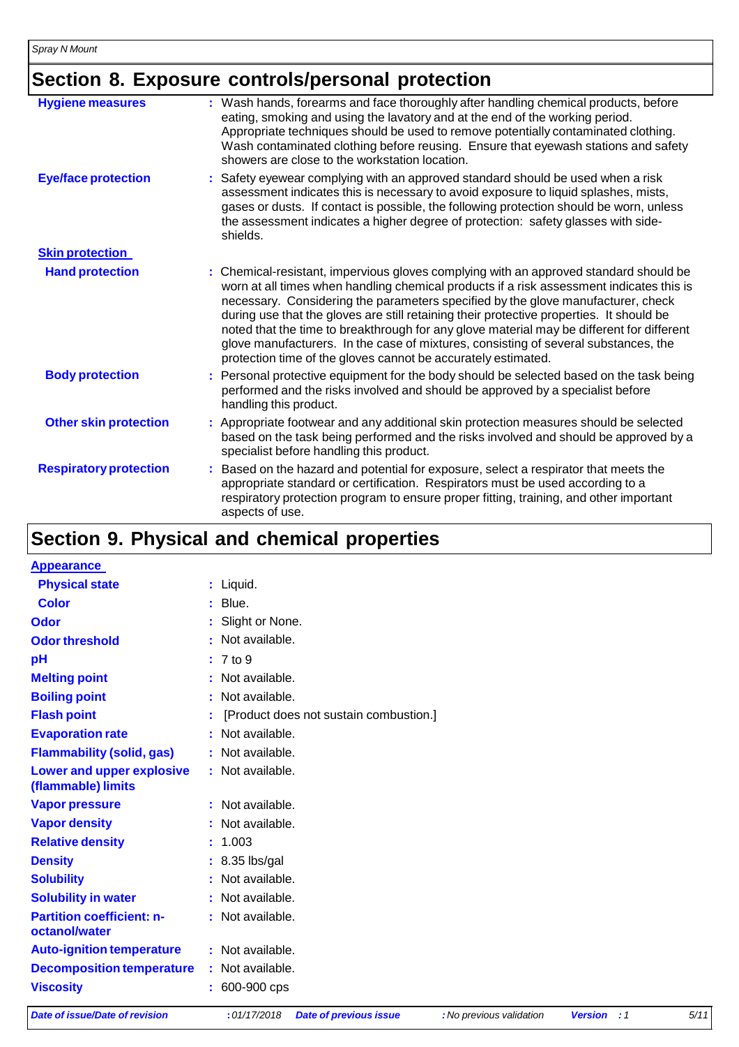## Section 8. Exposure controls/personal protection

**Hygiene measures** : Wash hands, forearms and face thoroughly after handling chemical products, before eating, smoking and using the lavatory and at the end of the working period. Appropriate techniques should be used to remove potentially contaminated clothing. Wash contaminated clothing before reusing. Ensure that eyewash stations and safety showers are close to the workstation location.

**Eye/face protection** : Safety eyewear complying with an approved standard should be used when a risk assessment indicates this is necessary to avoid exposure to liquid splashes, mists, gases or dusts. If contact is possible, the following protection should be worn, unless the assessment indicates a higher degree of protection: safety glasses with side-shields.

**Skin protection**

**Hand protection** : Chemical-resistant, impervious gloves complying with an approved standard should be worn at all times when handling chemical products if a risk assessment indicates this is necessary. Considering the parameters specified by the glove manufacturer, check during use that the gloves are still retaining their protective properties. It should be noted that the time to breakthrough for any glove material may be different for different glove manufacturers. In the case of mixtures, consisting of several substances, the protection time of the gloves cannot be accurately estimated.

**Body protection** : Personal protective equipment for the body should be selected based on the task being performed and the risks involved and should be approved by a specialist before handling this product.

**Other skin protection** : Appropriate footwear and any additional skin protection measures should be selected based on the task being performed and the risks involved and should be approved by a specialist before handling this product.

**Respiratory protection** : Based on the hazard and potential for exposure, select a respirator that meets the appropriate standard or certification. Respirators must be used according to a respiratory protection program to ensure proper fitting, training, and other important aspects of use.

## Section 9. Physical and chemical properties

**Appearance**

| Property | Value |
|---|---|
| Physical state | Liquid. |
| Color | Blue. |
| Odor | Slight or None. |
| Odor threshold | Not available. |
| pH | 7 to 9 |
| Melting point | Not available. |
| Boiling point | Not available. |
| Flash point | [Product does not sustain combustion.] |
| Evaporation rate | Not available. |
| Flammability (solid, gas) | Not available. |
| Lower and upper explosive (flammable) limits | Not available. |
| Vapor pressure | Not available. |
| Vapor density | Not available. |
| Relative density | 1.003 |
| Density | 8.35 lbs/gal |
| Solubility | Not available. |
| Solubility in water | Not available. |
| Partition coefficient: n-octanol/water | Not available. |
| Auto-ignition temperature | Not available. |
| Decomposition temperature | Not available. |
| Viscosity | 600-900 cps |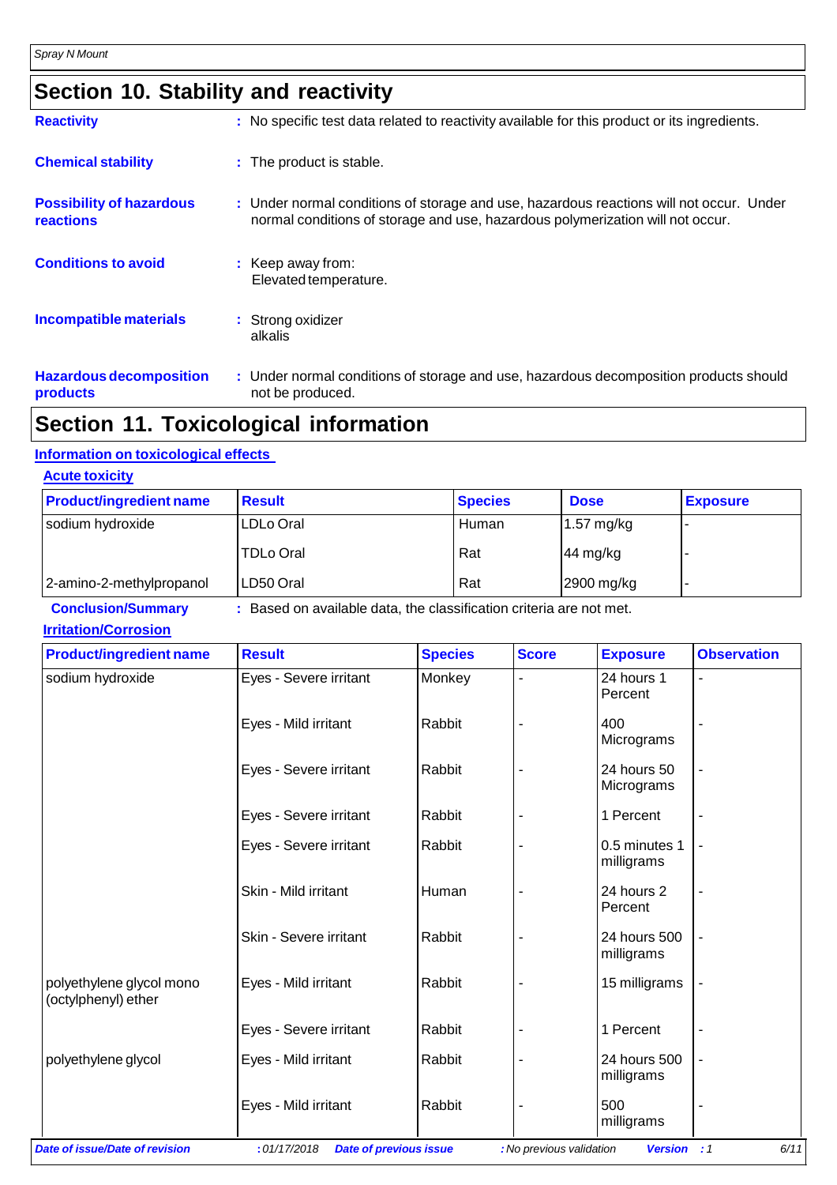## Section 10. Stability and reactivity

**Reactivity** : No specific test data related to reactivity available for this product or its ingredients.

**Chemical stability** : The product is stable.

**Possibility of hazardous reactions** : Under normal conditions of storage and use, hazardous reactions will not occur. Under normal conditions of storage and use, hazardous polymerization will not occur.

**Conditions to avoid** : Keep away from:
Elevated temperature.

**Incompatible materials** : Strong oxidizer
alkalis

**Hazardous decomposition products** : Under normal conditions of storage and use, hazardous decomposition products should not be produced.

## Section 11. Toxicological information

### Information on toxicological effects

#### Acute toxicity

| Product/ingredient name | Result | Species | Dose | Exposure |
|---|---|---|---|---|
| sodium hydroxide | LDLo Oral | Human | 1.57 mg/kg | - |
| | TDLo Oral | Rat | 44 mg/kg | - |
| 2-amino-2-methylpropanol | LD50 Oral | Rat | 2900 mg/kg | - |

**Conclusion/Summary** : Based on available data, the classification criteria are not met.

#### Irritation/Corrosion

| Product/ingredient name | Result | Species | Score | Exposure | Observation |
|---|---|---|---|---|---|
| sodium hydroxide | Eyes - Severe irritant | Monkey | - | 24 hours 1 Percent | - |
| | Eyes - Mild irritant | Rabbit | - | 400 Micrograms | - |
| | Eyes - Severe irritant | Rabbit | - | 24 hours 50 Micrograms | - |
| | Eyes - Severe irritant | Rabbit | - | 1 Percent | - |
| | Eyes - Severe irritant | Rabbit | - | 0.5 minutes 1 milligrams | - |
| | Skin - Mild irritant | Human | - | 24 hours 2 Percent | - |
| | Skin - Severe irritant | Rabbit | - | 24 hours 500 milligrams | - |
| polyethylene glycol mono (octylphenyl) ether | Eyes - Mild irritant | Rabbit | - | 15 milligrams | - |
| | Eyes - Severe irritant | Rabbit | - | 1 Percent | - |
| polyethylene glycol | Eyes - Mild irritant | Rabbit | - | 24 hours 500 milligrams | - |
| | Eyes - Mild irritant | Rabbit | - | 500 milligrams | - |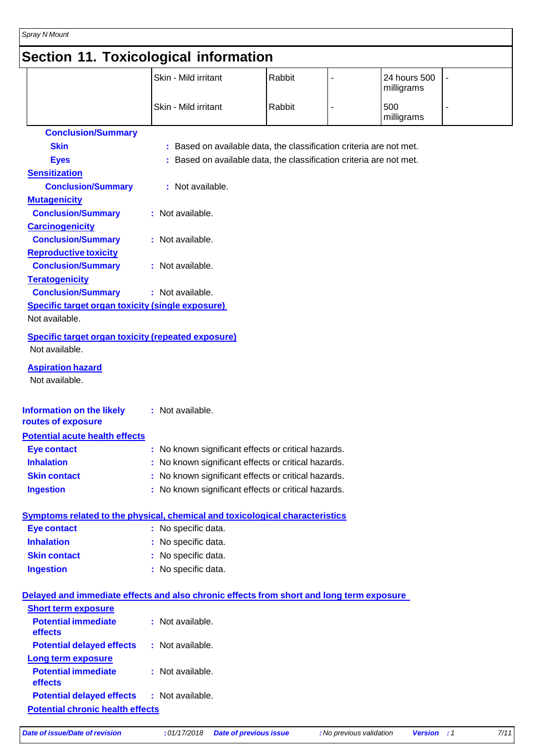## Section 11. Toxicological information

| | | | | | |
|---|---|---|---|---|---|
| | Skin - Mild irritant | Rabbit | - | 24 hours 500 milligrams | - |
| | Skin - Mild irritant | Rabbit | - | 500 milligrams | - |

**Conclusion/Summary**

**Skin** : Based on available data, the classification criteria are not met.

**Eyes** : Based on available data, the classification criteria are not met.

**Sensitization**

**Conclusion/Summary** : Not available.

**Mutagenicity**

**Conclusion/Summary** : Not available.

**Carcinogenicity**

**Conclusion/Summary** : Not available.

**Reproductive toxicity**

**Conclusion/Summary** : Not available.

**Teratogenicity**

**Conclusion/Summary** : Not available.

**Specific target organ toxicity (single exposure)**

Not available.

**Specific target organ toxicity (repeated exposure)**

Not available.

**Aspiration hazard**

Not available.

**Information on the likely routes of exposure** : Not available.

**Potential acute health effects**

**Eye contact** : No known significant effects or critical hazards.

**Inhalation** : No known significant effects or critical hazards.

**Skin contact** : No known significant effects or critical hazards.

**Ingestion** : No known significant effects or critical hazards.

**Symptoms related to the physical, chemical and toxicological characteristics**

**Eye contact** : No specific data.

**Inhalation** : No specific data.

**Skin contact** : No specific data.

**Ingestion** : No specific data.

**Delayed and immediate effects and also chronic effects from short and long term exposure**

**Short term exposure**

**Potential immediate effects** : Not available.

**Potential delayed effects** : Not available.

**Long term exposure**

**Potential immediate effects** : Not available.

**Potential delayed effects** : Not available.

**Potential chronic health effects**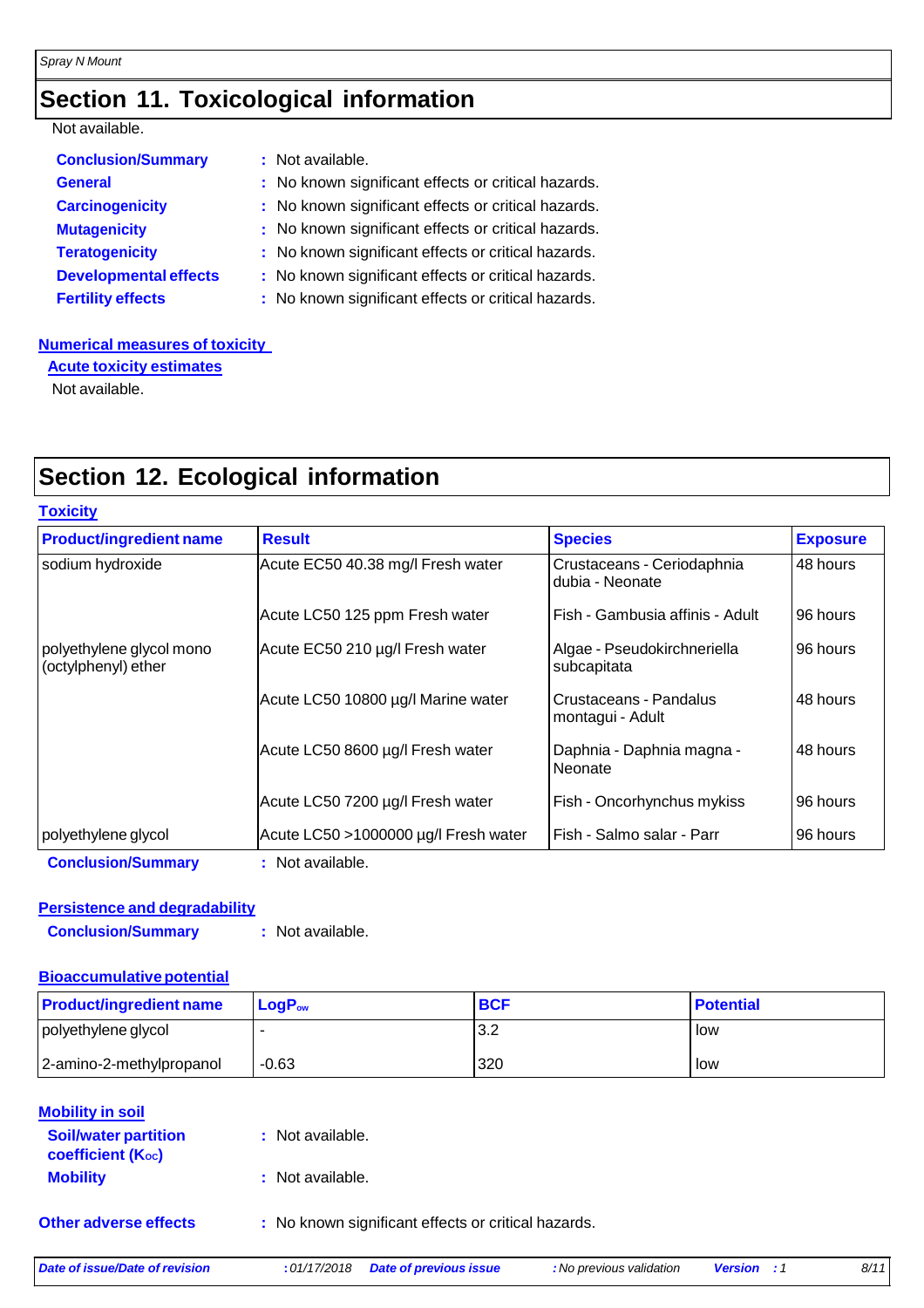## Section 11. Toxicological information

Not available.

**Conclusion/Summary** : Not available.

**General** : No known significant effects or critical hazards.

**Carcinogenicity** : No known significant effects or critical hazards.

**Mutagenicity** : No known significant effects or critical hazards.

**Teratogenicity** : No known significant effects or critical hazards.

**Developmental effects** : No known significant effects or critical hazards.

**Fertility effects** : No known significant effects or critical hazards.

**Numerical measures of toxicity**

**Acute toxicity estimates**

Not available.

## Section 12. Ecological information

**Toxicity**

| Product/ingredient name | Result | Species | Exposure |
|---|---|---|---|
| sodium hydroxide | Acute EC50 40.38 mg/l Fresh water | Crustaceans - Ceriodaphnia dubia - Neonate | 48 hours |
| | Acute LC50 125 ppm Fresh water | Fish - Gambusia affinis - Adult | 96 hours |
| polyethylene glycol mono (octylphenyl) ether | Acute EC50 210 µg/l Fresh water | Algae - Pseudokirchneriella subcapitata | 96 hours |
| | Acute LC50 10800 µg/l Marine water | Crustaceans - Pandalus montagui - Adult | 48 hours |
| | Acute LC50 8600 µg/l Fresh water | Daphnia - Daphnia magna - Neonate | 48 hours |
| | Acute LC50 7200 µg/l Fresh water | Fish - Oncorhynchus mykiss | 96 hours |
| polyethylene glycol | Acute LC50 >1000000 µg/l Fresh water | Fish - Salmo salar - Parr | 96 hours |

**Conclusion/Summary** : Not available.

**Persistence and degradability**

**Conclusion/Summary** : Not available.

**Bioaccumulative potential**

| Product/ingredient name | $LogP_{ow}$ | BCF | Potential |
|---|---|---|---|
| polyethylene glycol | - | 3.2 | low |
| 2-amino-2-methylpropanol | -0.63 | 320 | low |

**Mobility in soil**

**Soil/water partition coefficient ($K_{oc}$)** : Not available.

**Mobility** : Not available.

**Other adverse effects** : No known significant effects or critical hazards.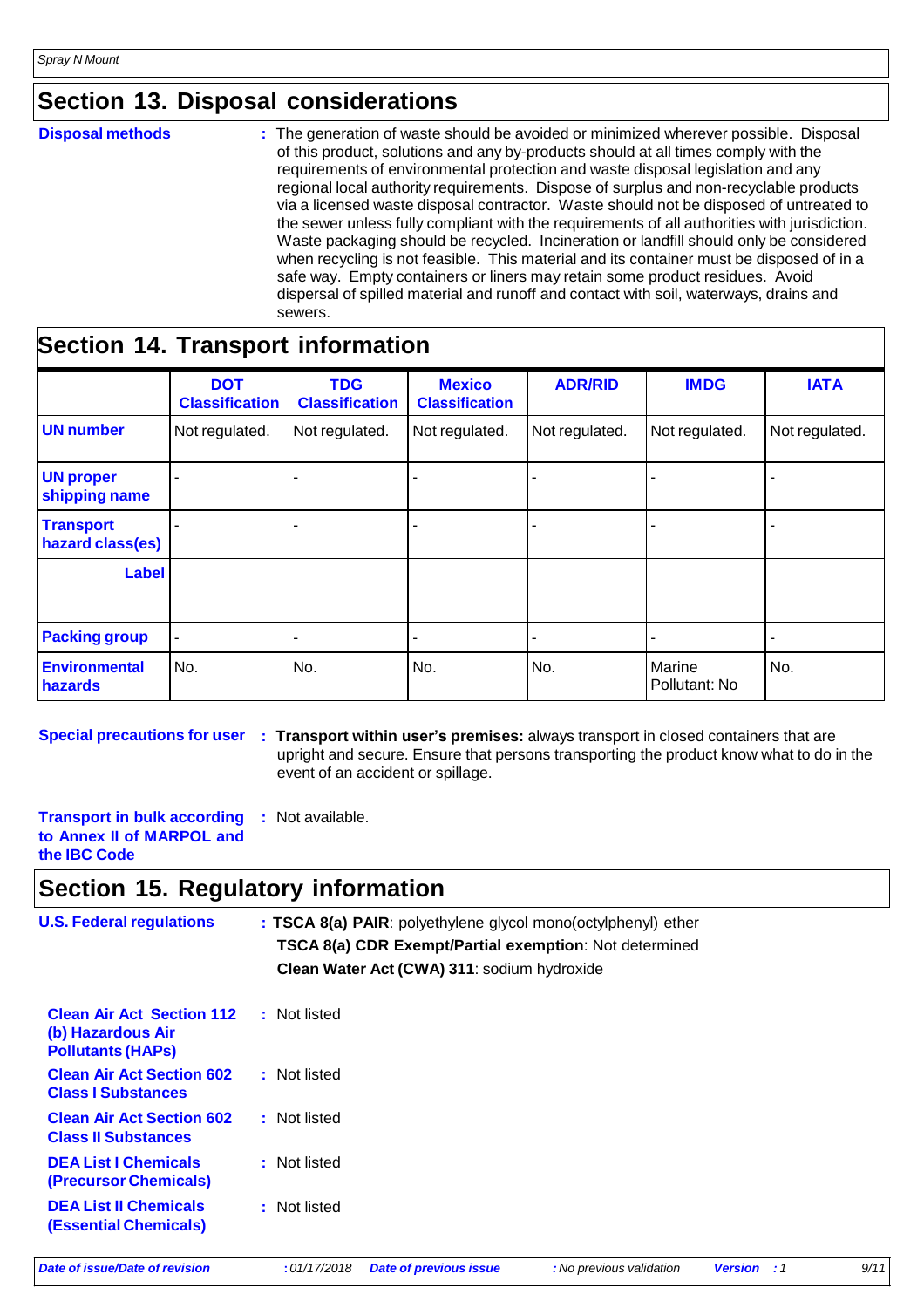## Section 13. Disposal considerations

**Disposal methods** : The generation of waste should be avoided or minimized wherever possible. Disposal of this product, solutions and any by-products should at all times comply with the requirements of environmental protection and waste disposal legislation and any regional local authority requirements. Dispose of surplus and non-recyclable products via a licensed waste disposal contractor. Waste should not be disposed of untreated to the sewer unless fully compliant with the requirements of all authorities with jurisdiction. Waste packaging should be recycled. Incineration or landfill should only be considered when recycling is not feasible. This material and its container must be disposed of in a safe way. Empty containers or liners may retain some product residues. Avoid dispersal of spilled material and runoff and contact with soil, waterways, drains and sewers.

## Section 14. Transport information

| | DOT Classification | TDG Classification | Mexico Classification | ADR/RID | IMDG | IATA |
|---|---|---|---|---|---|---|
| **UN number** | Not regulated. | Not regulated. | Not regulated. | Not regulated. | Not regulated. | Not regulated. |
| **UN proper shipping name** | - | - | - | - | - | - |
| **Transport hazard class(es)** | - | - | - | - | - | - |
| **Label** | | | | | | |
| **Packing group** | - | - | - | - | - | - |
| **Environmental hazards** | No. | No. | No. | No. | Marine Pollutant: No | No. |

**Special precautions for user** : **Transport within user's premises:** always transport in closed containers that are upright and secure. Ensure that persons transporting the product know what to do in the event of an accident or spillage.

**Transport in bulk according to Annex II of MARPOL and the IBC Code** : Not available.

## Section 15. Regulatory information

**U.S. Federal regulations** : **TSCA 8(a) PAIR**: polyethylene glycol mono(octylphenyl) ether
**TSCA 8(a) CDR Exempt/Partial exemption**: Not determined
**Clean Water Act (CWA) 311**: sodium hydroxide

**Clean Air Act Section 112 (b) Hazardous Air Pollutants (HAPs)** : Not listed

**Clean Air Act Section 602 Class I Substances** : Not listed

**Clean Air Act Section 602 Class II Substances** : Not listed

**DEA List I Chemicals (Precursor Chemicals)** : Not listed

**DEA List II Chemicals (Essential Chemicals)** : Not listed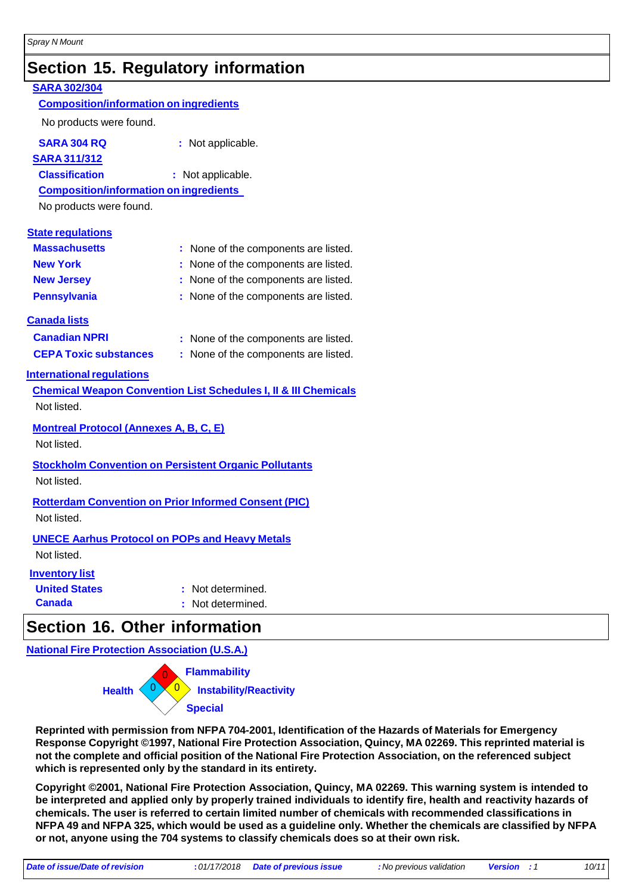# Section 15. Regulatory information

**SARA 302/304**

**Composition/information on ingredients**

No products were found.

**SARA 304 RQ** : Not applicable.

**SARA 311/312**

**Classification** : Not applicable.

**Composition/information on ingredients**

No products were found.

**State regulations**

| | |
|---|---|
| **Massachusetts** | : None of the components are listed. |
| **New York** | : None of the components are listed. |
| **New Jersey** | : None of the components are listed. |
| **Pennsylvania** | : None of the components are listed. |

**Canada lists**

| | |
|---|---|
| **Canadian NPRI** | : None of the components are listed. |
| **CEPA Toxic substances** | : None of the components are listed. |

**International regulations**

**Chemical Weapon Convention List Schedules I, II & III Chemicals**

Not listed.

**Montreal Protocol (Annexes A, B, C, E)**

Not listed.

**Stockholm Convention on Persistent Organic Pollutants**

Not listed.

**Rotterdam Convention on Prior Informed Consent (PIC)**

Not listed.

**UNECE Aarhus Protocol on POPs and Heavy Metals**

Not listed.

**Inventory list**

| | |
|---|---|
| **United States** | : Not determined. |
| **Canada** | : Not determined. |

# Section 16. Other information

**National Fire Protection Association (U.S.A.)**

| | |
|---|---|
| **Health** | 0 |
| **Flammability** | 0 |
| **Instability/Reactivity** | 0 |
| **Special** | |

**Reprinted with permission from NFPA 704-2001, Identification of the Hazards of Materials for Emergency Response Copyright ©1997, National Fire Protection Association, Quincy, MA 02269. This reprinted material is not the complete and official position of the National Fire Protection Association, on the referenced subject which is represented only by the standard in its entirety.**

**Copyright ©2001, National Fire Protection Association, Quincy, MA 02269. This warning system is intended to be interpreted and applied only by properly trained individuals to identify fire, health and reactivity hazards of chemicals. The user is referred to certain limited number of chemicals with recommended classifications in NFPA 49 and NFPA 325, which would be used as a guideline only. Whether the chemicals are classified by NFPA or not, anyone using the 704 systems to classify chemicals does so at their own risk.**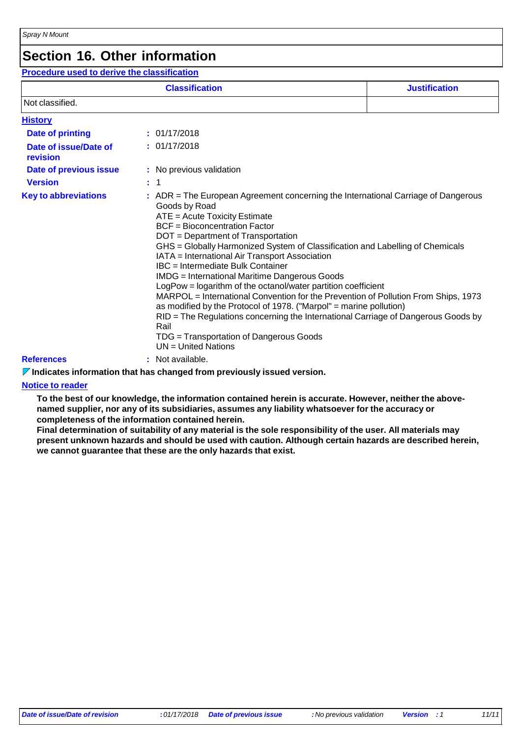# Section 16. Other information

**Procedure used to derive the classification**

| Classification | Justification |
| --- | --- |
| Not classified. | |

**History**

**Date of printing** : 01/17/2018

**Date of issue/Date of revision** : 01/17/2018

**Date of previous issue** : No previous validation

**Version** : 1

**Key to abbreviations** : ADR = The European Agreement concerning the International Carriage of Dangerous Goods by Road
ATE = Acute Toxicity Estimate
BCF = Bioconcentration Factor
DOT = Department of Transportation
GHS = Globally Harmonized System of Classification and Labelling of Chemicals
IATA = International Air Transport Association
IBC = Intermediate Bulk Container
IMDG = International Maritime Dangerous Goods
LogPow = logarithm of the octanol/water partition coefficient
MARPOL = International Convention for the Prevention of Pollution From Ships, 1973 as modified by the Protocol of 1978. ("Marpol" = marine pollution)
RID = The Regulations concerning the International Carriage of Dangerous Goods by Rail
TDG = Transportation of Dangerous Goods
UN = United Nations

**References** : Not available.

**Indicates information that has changed from previously issued version.**

**Notice to reader**

**To the best of our knowledge, the information contained herein is accurate. However, neither the above-named supplier, nor any of its subsidiaries, assumes any liability whatsoever for the accuracy or completeness of the information contained herein.**
**Final determination of suitability of any material is the sole responsibility of the user. All materials may present unknown hazards and should be used with caution. Although certain hazards are described herein, we cannot guarantee that these are the only hazards that exist.**